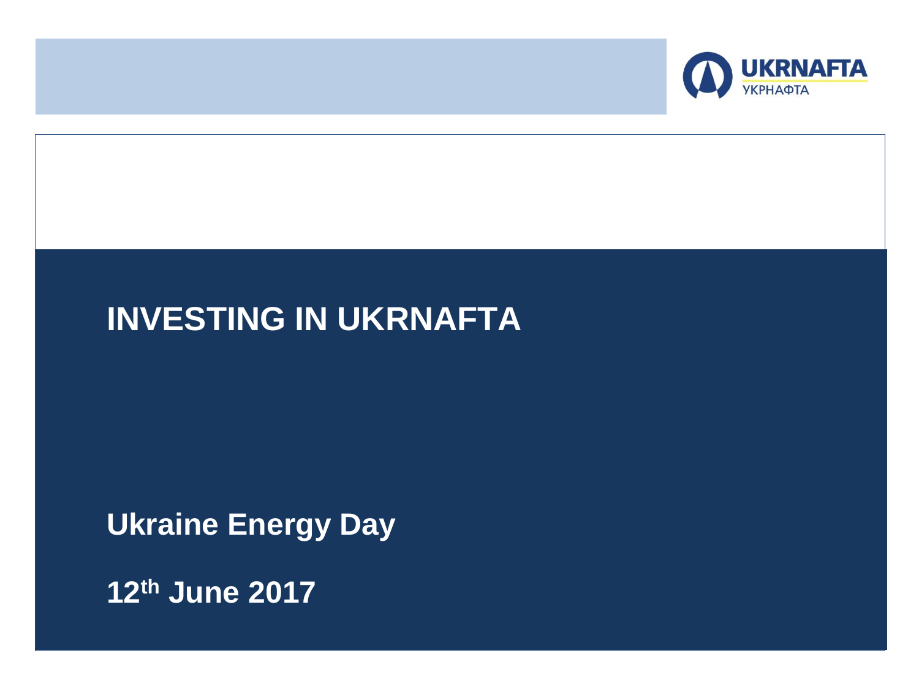UKRNAFTA
УКРНАФТА

# INVESTING IN UKRNAFTA

**Ukraine Energy Day**

**12th June 2017**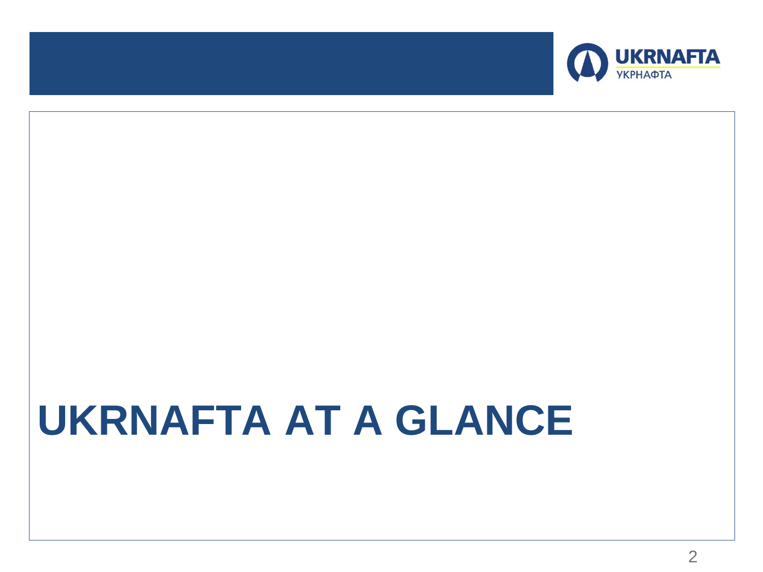# UKRNAFTA AT A GLANCE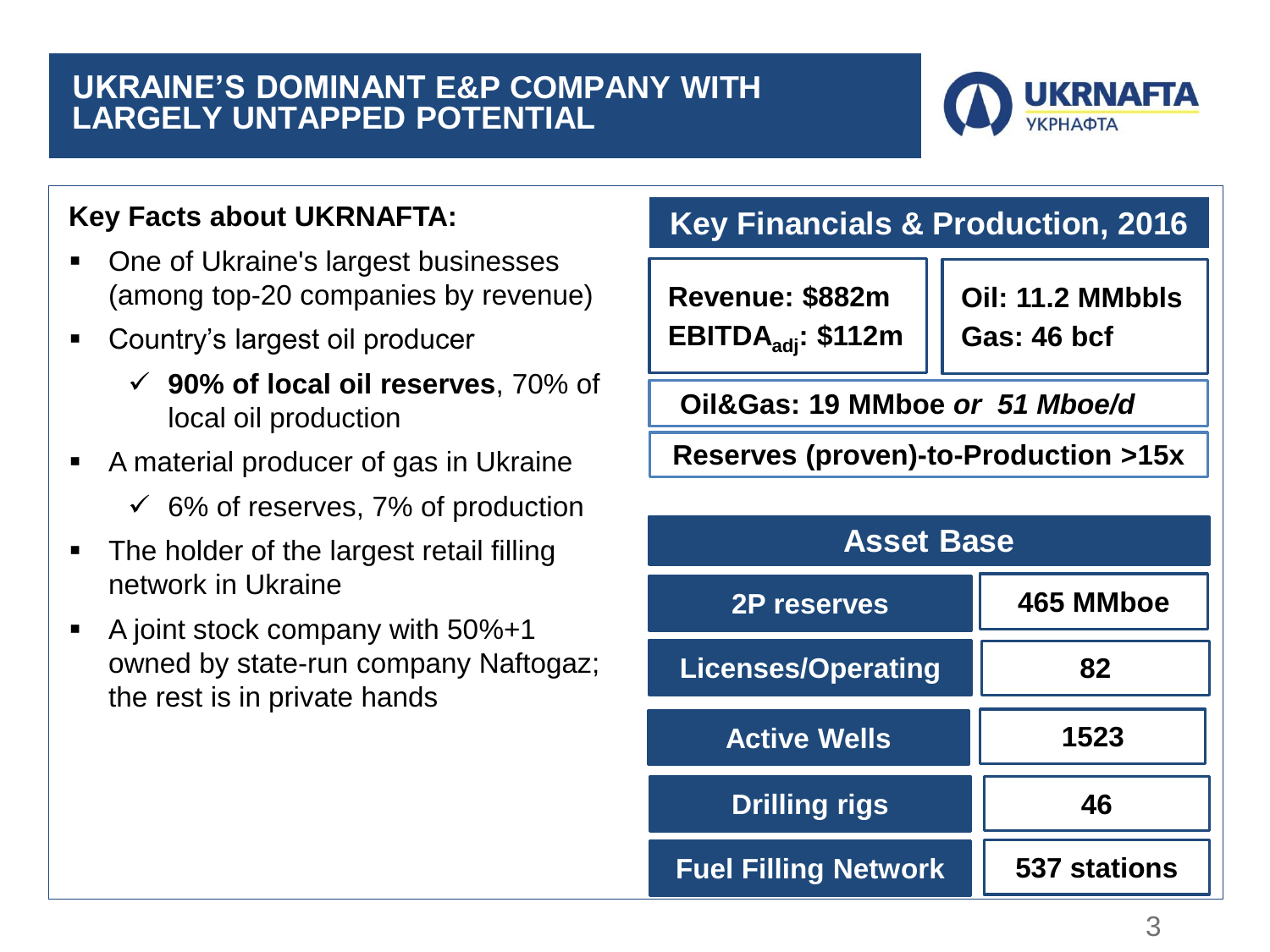# UKRAINE'S DOMINANT E&P COMPANY WITH LARGELY UNTAPPED POTENTIAL

UKRNAFTA
УКРНАФТА

**Key Facts about UKRNAFTA:**

- One of Ukraine's largest businesses (among top-20 companies by revenue)
- Country's largest oil producer
  - ✓ **90% of local oil reserves**, 70% of local oil production
- A material producer of gas in Ukraine
  - ✓ 6% of reserves, 7% of production
- The holder of the largest retail filling network in Ukraine
- A joint stock company with 50%+1 owned by state-run company Naftogaz; the rest is in private hands

## Key Financials & Production, 2016

| | |
|---|---|
| **Revenue: $882m** | **Oil: 11.2 MMbbls** |
| **$EBITDA_{adj}$: $112m** | **Gas: 46 bcf** |

**Oil&Gas: 19 MMboe *or 51 Mboe/d***

**Reserves (proven)-to-Production >15x**

## Asset Base

| | |
|---|---|
| **2P reserves** | **465 MMboe** |
| **Licenses/Operating** | **82** |
| **Active Wells** | **1523** |
| **Drilling rigs** | **46** |
| **Fuel Filling Network** | **537 stations** |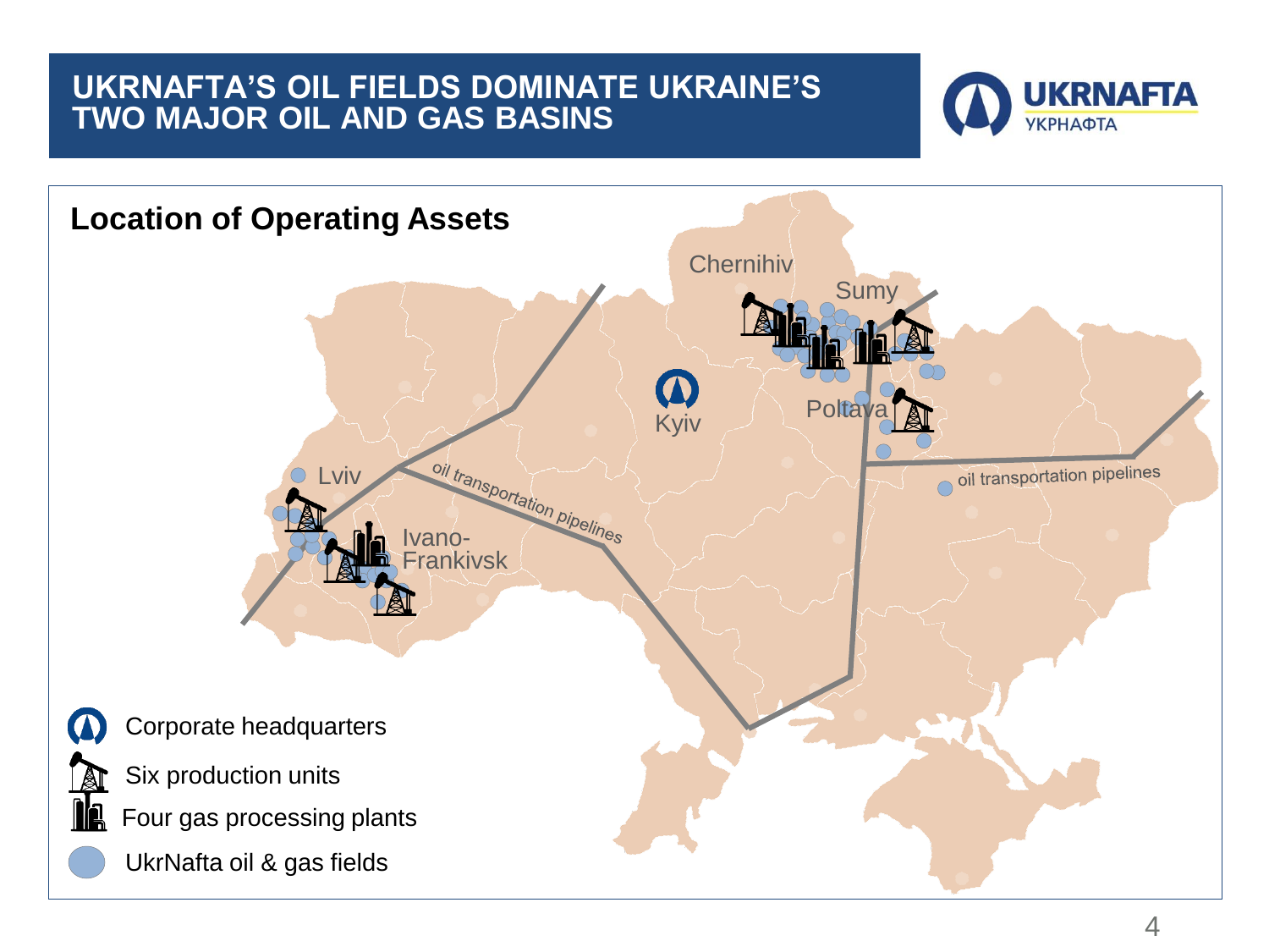# UKRNAFTA'S OIL FIELDS DOMINATE UKRAINE'S TWO MAJOR OIL AND GAS BASINS

UKRNAFTA
УКРНАФТА

## Location of Operating Assets

Chernihiv

Sumy

Kyiv

Poltava

Lviv

Ivano-Frankivsk

oil transportation pipelines

oil transportation pipelines

- Corporate headquarters
- Six production units
- Four gas processing plants
- UkrNafta oil & gas fields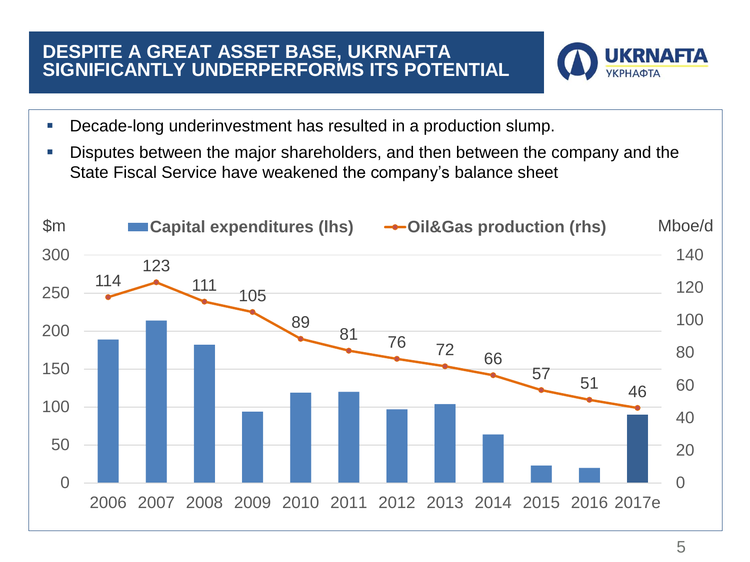# DESPITE A GREAT ASSET BASE, UKRNAFTA SIGNIFICANTLY UNDERPERFORMS ITS POTENTIAL

- Decade-long underinvestment has resulted in a production slump.
- Disputes between the major shareholders, and then between the company and the State Fiscal Service have weakened the company's balance sheet

| Year | Capital expenditures (lhs), $m | Oil&Gas production (rhs), Mboe/d |
|---|---|---|
| 2006 | ~189 | 114 |
| 2007 | ~214 | 123 |
| 2008 | ~182 | 111 |
| 2009 | ~94 | 105 |
| 2010 | ~119 | 89 |
| 2011 | ~120 | 81 |
| 2012 | ~97 | 76 |
| 2013 | ~104 | 72 |
| 2014 | ~64 | 66 |
| 2015 | ~23 | 57 |
| 2016 | ~20 | 51 |
| 2017e | ~90 | 46 |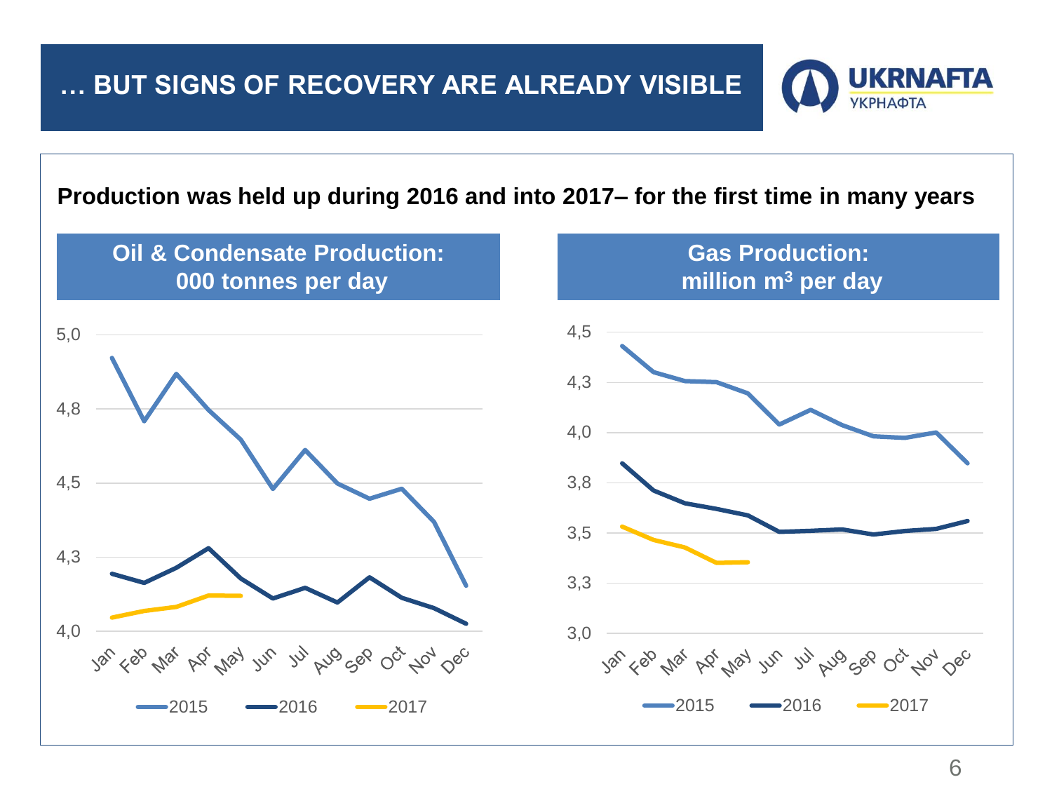# … BUT SIGNS OF RECOVERY ARE ALREADY VISIBLE

UKRNAFTA
УКРНАФТА

**Production was held up during 2016 and into 2017– for the first time in many years**

## Oil & Condensate Production: 000 tonnes per day

5,0
4,8
4,5
4,3
4,0

Jan Feb Mar Apr May Jun Jul Aug Sep Oct Nov Dec

2015 2016 2017

## Gas Production: million m$^3$ per day

4,5
4,3
4,0
3,8
3,5
3,3
3,0

Jan Feb Mar Apr May Jun Jul Aug Sep Oct Nov Dec

2015 2016 2017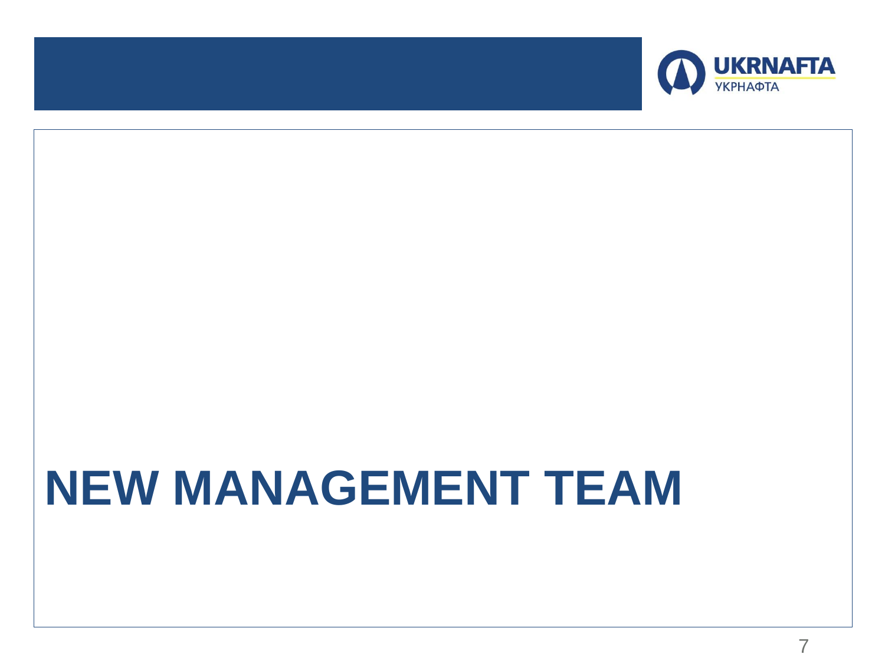# NEW MANAGEMENT TEAM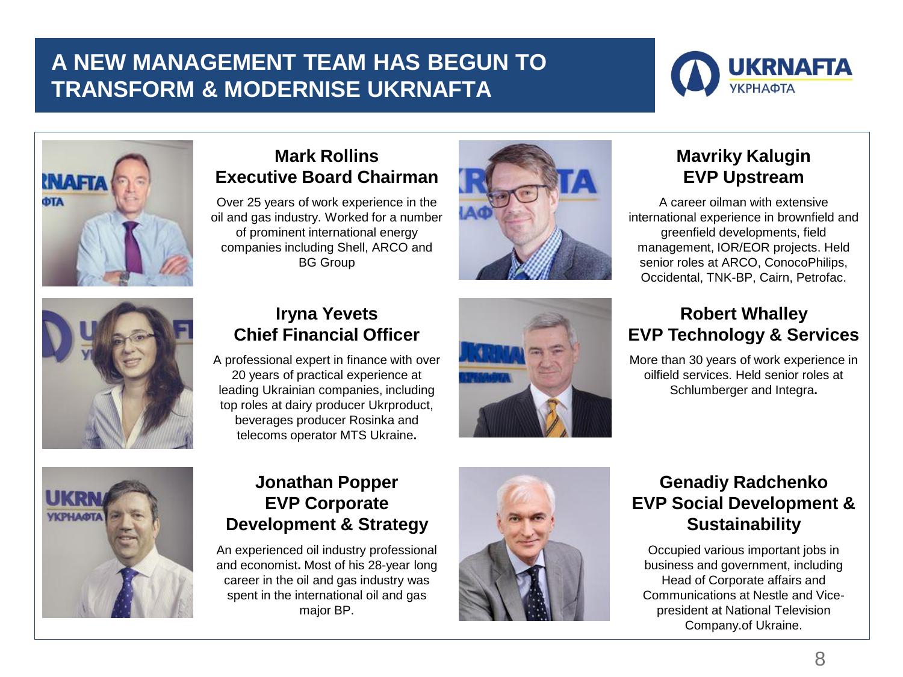# A NEW MANAGEMENT TEAM HAS BEGUN TO TRANSFORM & MODERNISE UKRNAFTA

### Mark Rollins
### Executive Board Chairman

Over 25 years of work experience in the oil and gas industry. Worked for a number of prominent international energy companies including Shell, ARCO and BG Group

### Mavriky Kalugin
### EVP Upstream

A career oilman with extensive international experience in brownfield and greenfield developments, field management, IOR/EOR projects. Held senior roles at ARCO, ConocoPhilips, Occidental, TNK-BP, Cairn, Petrofac.

### Iryna Yevets
### Chief Financial Officer

A professional expert in finance with over 20 years of practical experience at leading Ukrainian companies, including top roles at dairy producer Ukrproduct, beverages producer Rosinka and telecoms operator MTS Ukraine**.**

### Robert Whalley
### EVP Technology & Services

More than 30 years of work experience in oilfield services. Held senior roles at Schlumberger and Integra**.**

### Jonathan Popper
### EVP Corporate Development & Strategy

An experienced oil industry professional and economist**.** Most of his 28-year long career in the oil and gas industry was spent in the international oil and gas major BP.

### Genadiy Radchenko
### EVP Social Development & Sustainability

Occupied various important jobs in business and government, including Head of Corporate affairs and Communications at Nestle and Vice-president at National Television Company.of Ukraine.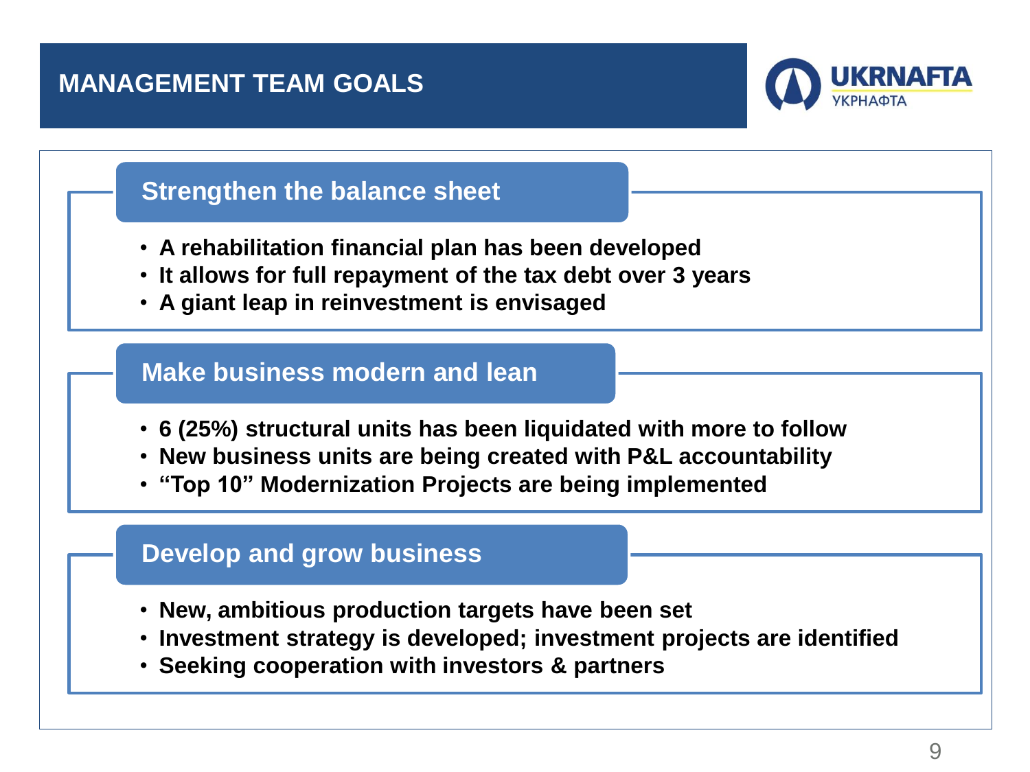# MANAGEMENT TEAM GOALS

## Strengthen the balance sheet

- **A rehabilitation financial plan has been developed**
- **It allows for full repayment of the tax debt over 3 years**
- **A giant leap in reinvestment is envisaged**

## Make business modern and lean

- **6 (25%) structural units has been liquidated with more to follow**
- **New business units are being created with P&L accountability**
- **"Top 10" Modernization Projects are being implemented**

## Develop and grow business

- **New, ambitious production targets have been set**
- **Investment strategy is developed; investment projects are identified**
- **Seeking cooperation with investors & partners**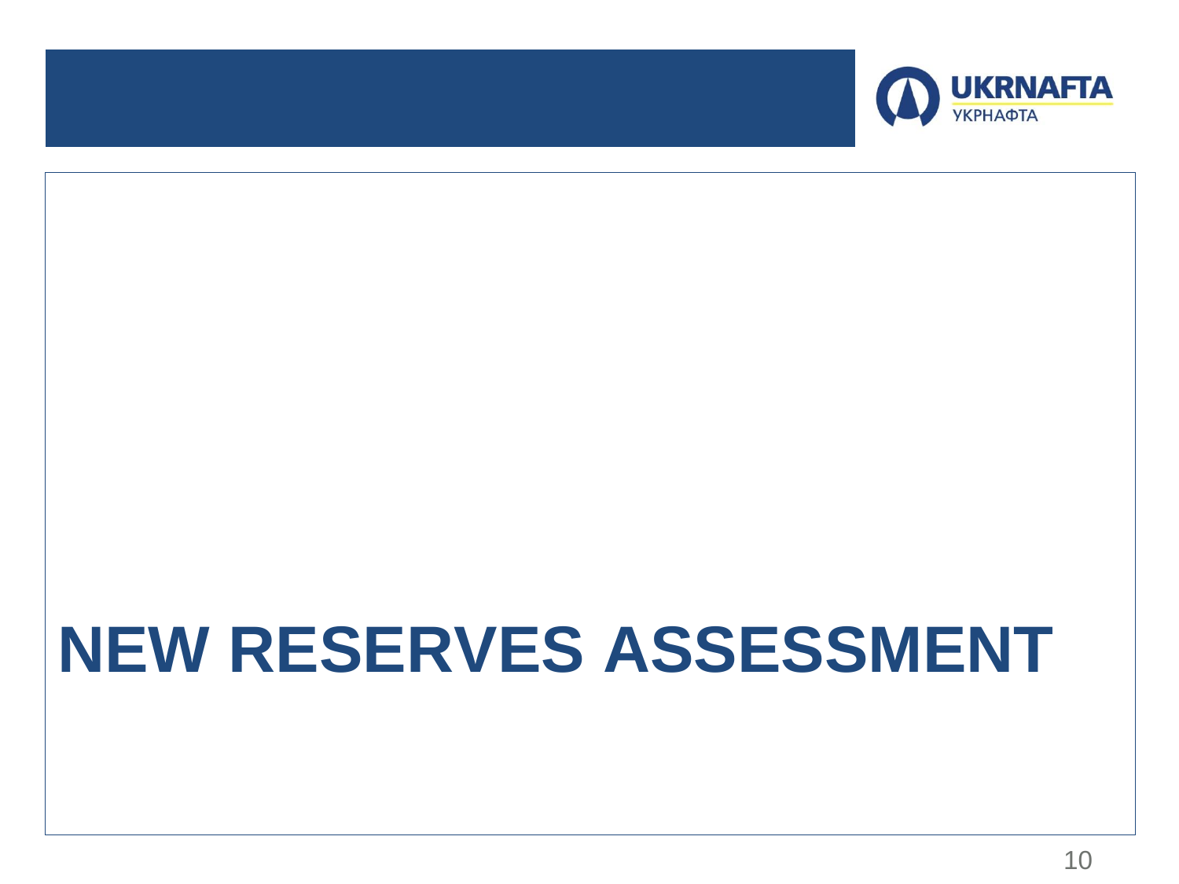# NEW RESERVES ASSESSMENT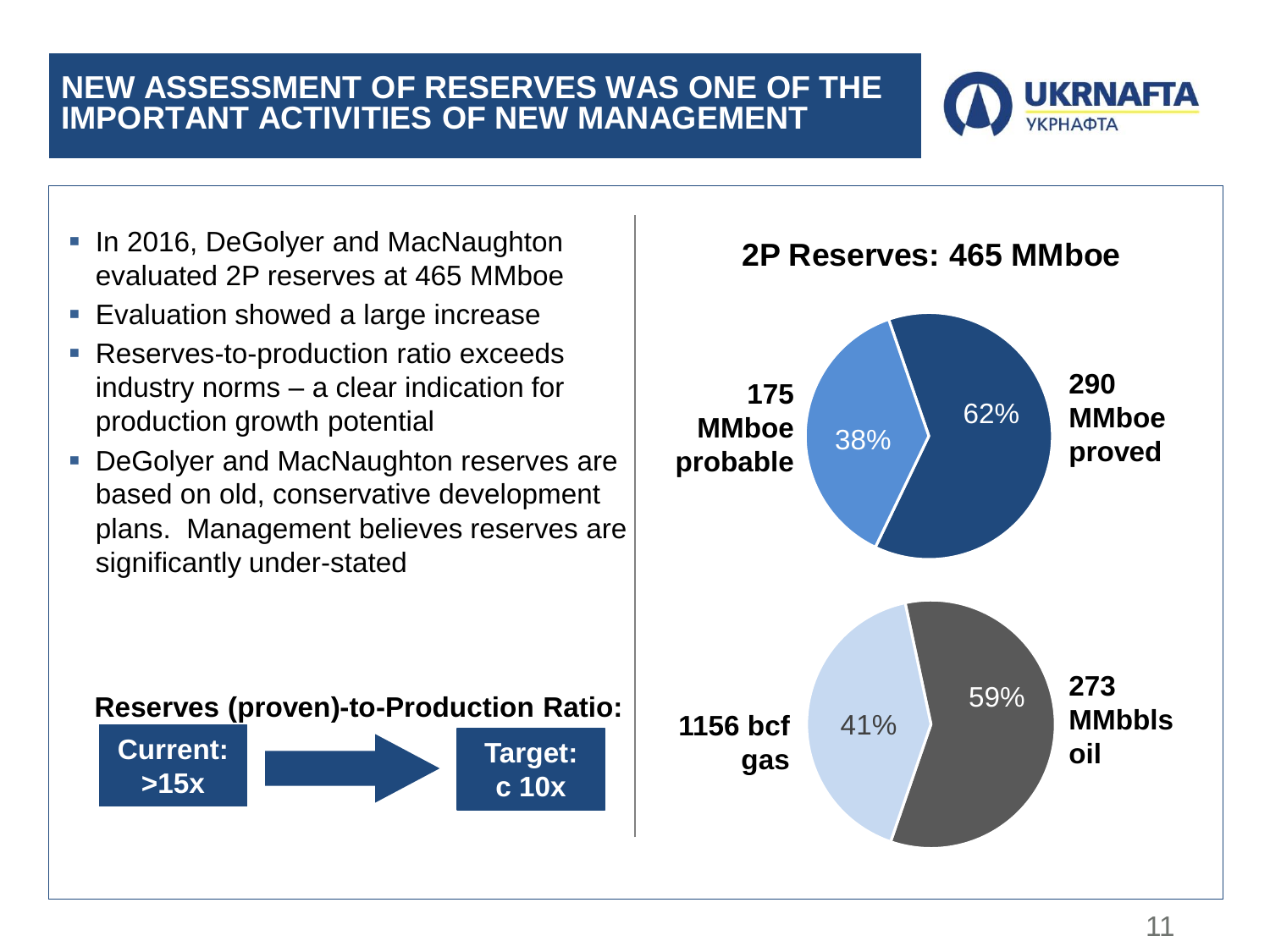# NEW ASSESSMENT OF RESERVES WAS ONE OF THE IMPORTANT ACTIVITIES OF NEW MANAGEMENT

UKRNAFTA
УКРНАФТА

- In 2016, DeGolyer and MacNaughton evaluated 2P reserves at 465 MMboe
- Evaluation showed a large increase
- Reserves-to-production ratio exceeds industry norms – a clear indication for production growth potential
- DeGolyer and MacNaughton reserves are based on old, conservative development plans. Management believes reserves are significantly under-stated

**Reserves (proven)-to-Production Ratio:**

**Current: >15x** → **Target: c 10x**

## 2P Reserves: 465 MMboe

| Category | Share |
| --- | --- |
| **290 MMboe proved** | 62% |
| **175 MMboe probable** | 38% |

| Category | Share |
| --- | --- |
| **273 MMbbls oil** | 59% |
| **1156 bcf gas** | 41% |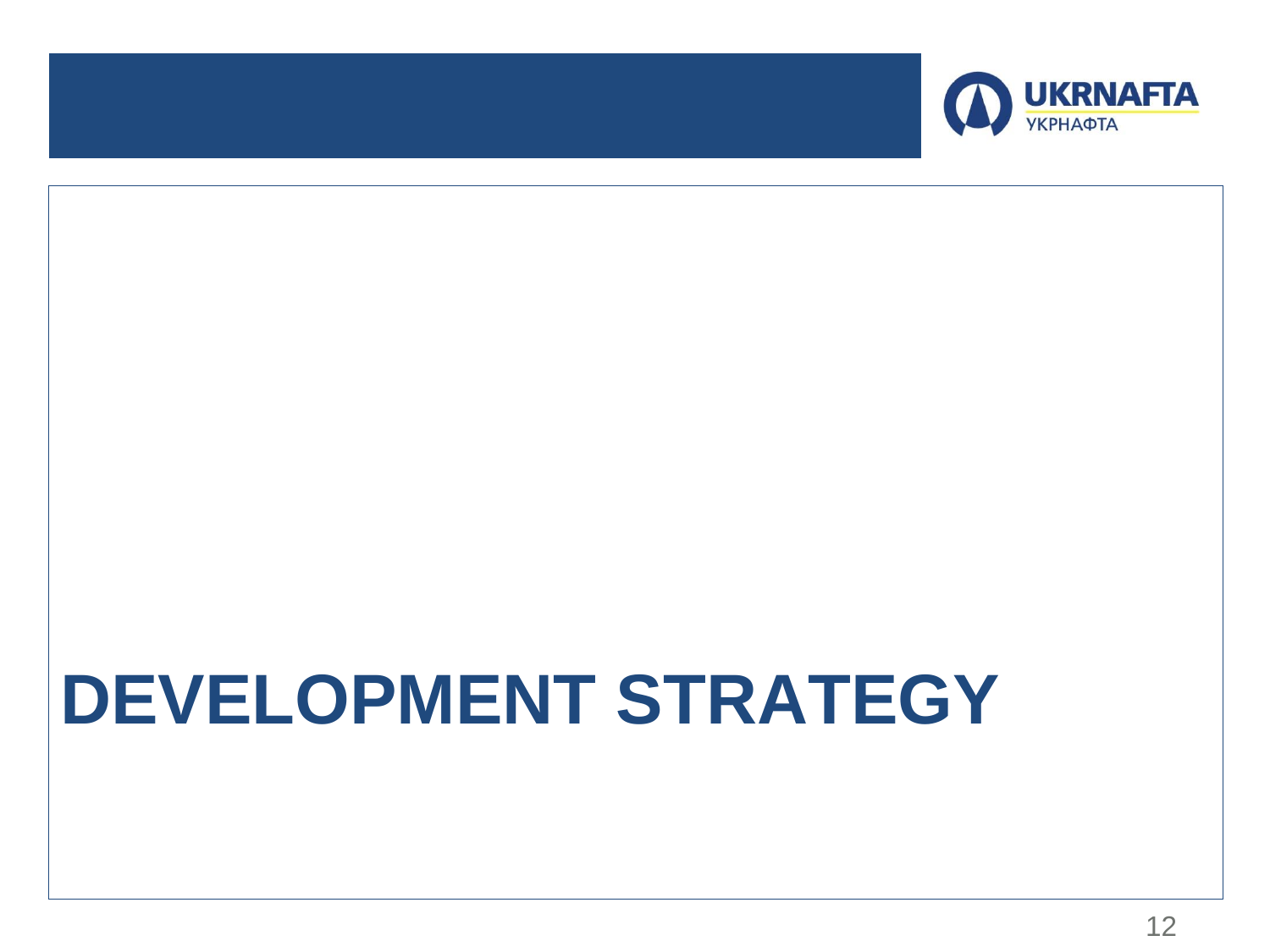# DEVELOPMENT STRATEGY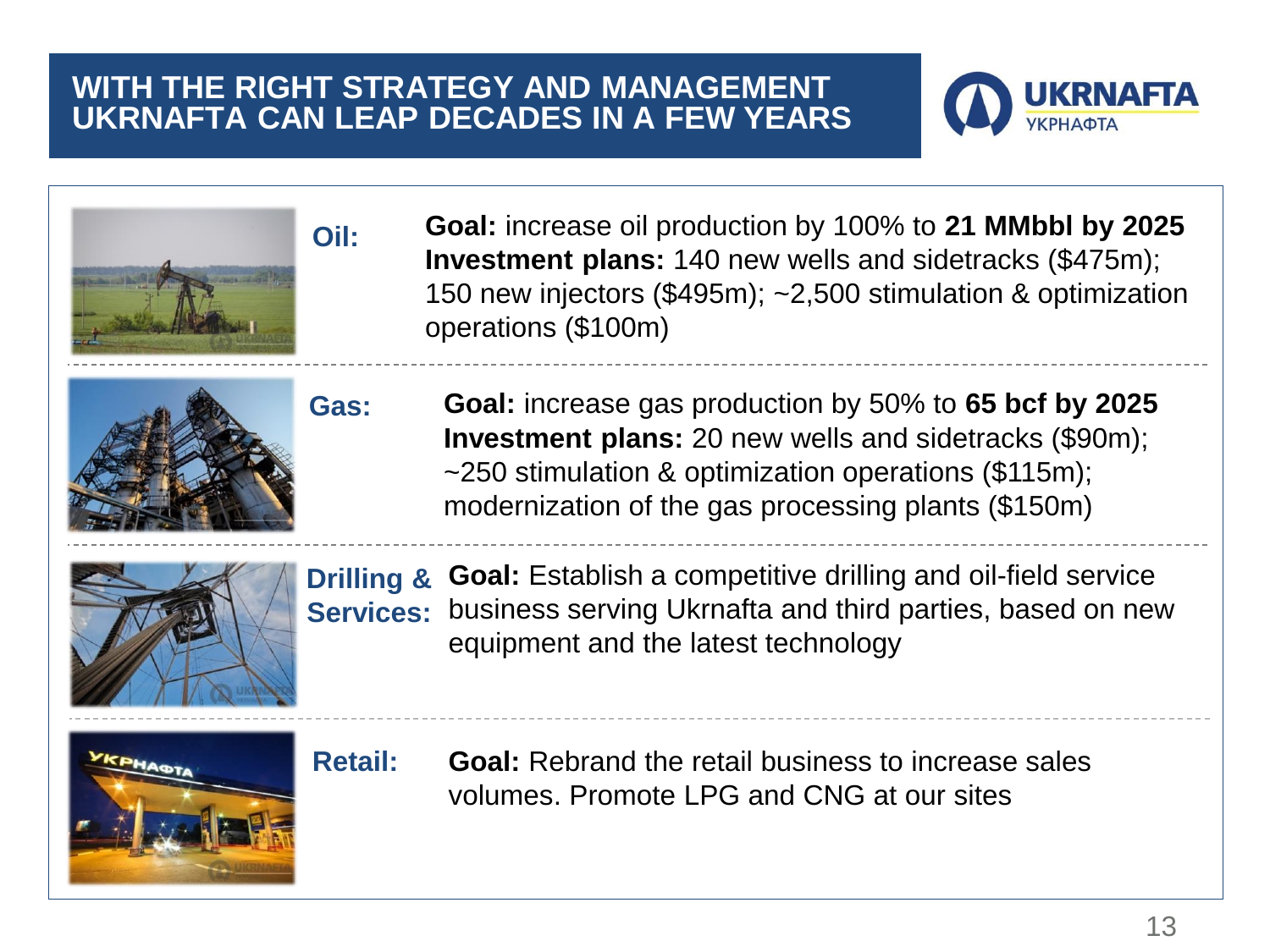# WITH THE RIGHT STRATEGY AND MANAGEMENT UKRNAFTA CAN LEAP DECADES IN A FEW YEARS

**Oil:**

**Goal:** increase oil production by 100% to **21 MMbbl by 2025**
**Investment plans:** 140 new wells and sidetracks ($475m); 150 new injectors ($495m); ~2,500 stimulation & optimization operations ($100m)

**Gas:**

**Goal:** increase gas production by 50% to **65 bcf by 2025**
**Investment plans:** 20 new wells and sidetracks ($90m); ~250 stimulation & optimization operations ($115m); modernization of the gas processing plants ($150m)

**Drilling & Services:**

**Goal:** Establish a competitive drilling and oil-field service business serving Ukrnafta and third parties, based on new equipment and the latest technology

**Retail:**

**Goal:** Rebrand the retail business to increase sales volumes. Promote LPG and CNG at our sites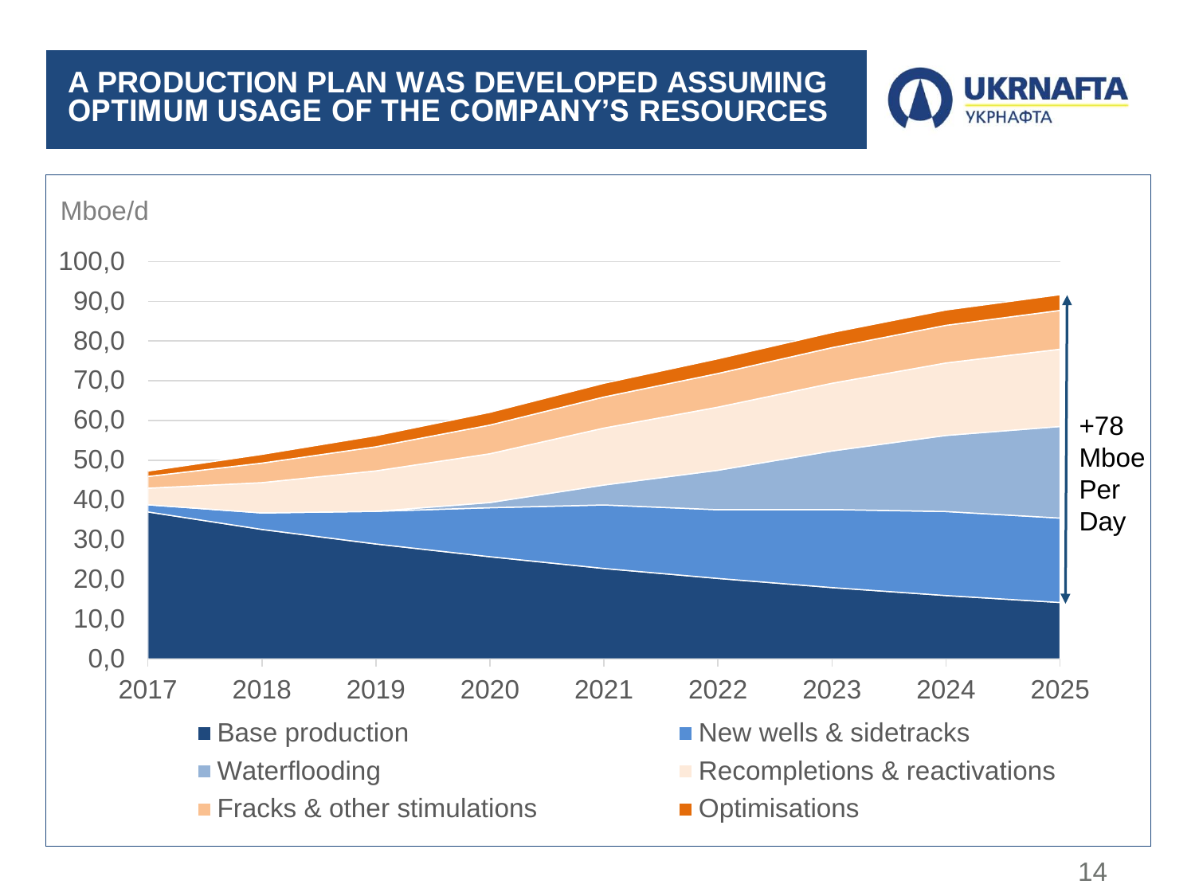# A PRODUCTION PLAN WAS DEVELOPED ASSUMING OPTIMUM USAGE OF THE COMPANY'S RESOURCES

UKRNAFTA
УКРНАФТА

Mboe/d

100,0
90,0
80,0
70,0
60,0
50,0
40,0
30,0
20,0
10,0
0,0

2017 2018 2019 2020 2021 2022 2023 2024 2025

+78 Mboe Per Day

- Base production
- New wells & sidetracks
- Waterflooding
- Recompletions & reactivations
- Fracks & other stimulations
- Optimisations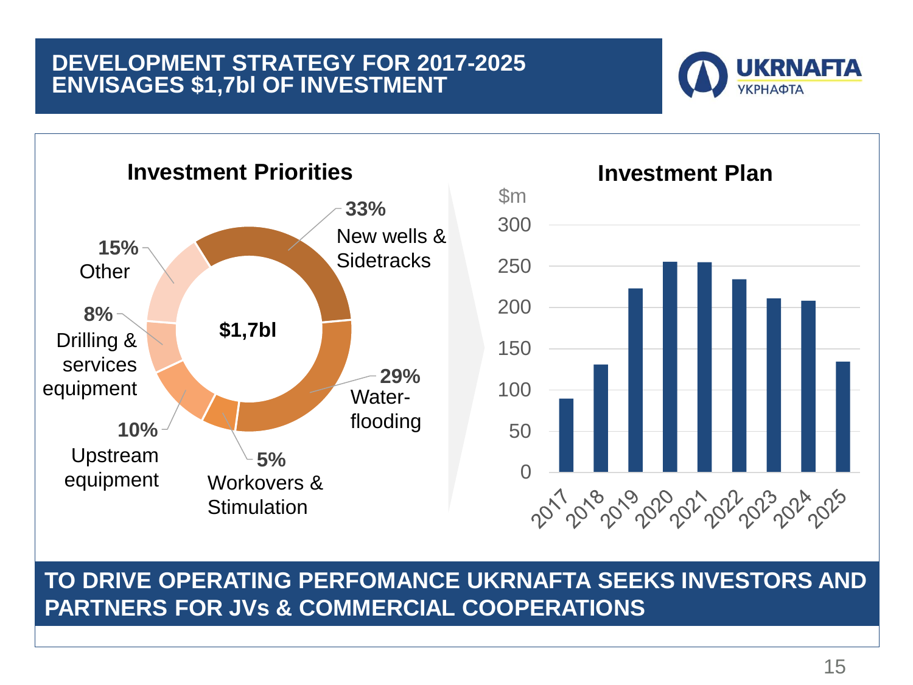# DEVELOPMENT STRATEGY FOR 2017-2025 ENVISAGES $1,7bl OF INVESTMENT

UKRNAFTA
УКРНАФТА

## Investment Priorities

$1,7bl

- **33%** New wells & Sidetracks
- **29%** Water-flooding
- **5%** Workovers & Stimulation
- **10%** Upstream equipment
- **8%** Drilling & services equipment
- **15%** Other

## Investment Plan

$m

| Year | $m (approx.) |
|---|---|
| 2017 | 90 |
| 2018 | 131 |
| 2019 | 223 |
| 2020 | 256 |
| 2021 | 255 |
| 2022 | 234 |
| 2023 | 211 |
| 2024 | 208 |
| 2025 | 134 |

**TO DRIVE OPERATING PERFOMANCE UKRNAFTA SEEKS INVESTORS AND PARTNERS FOR JVs & COMMERCIAL COOPERATIONS**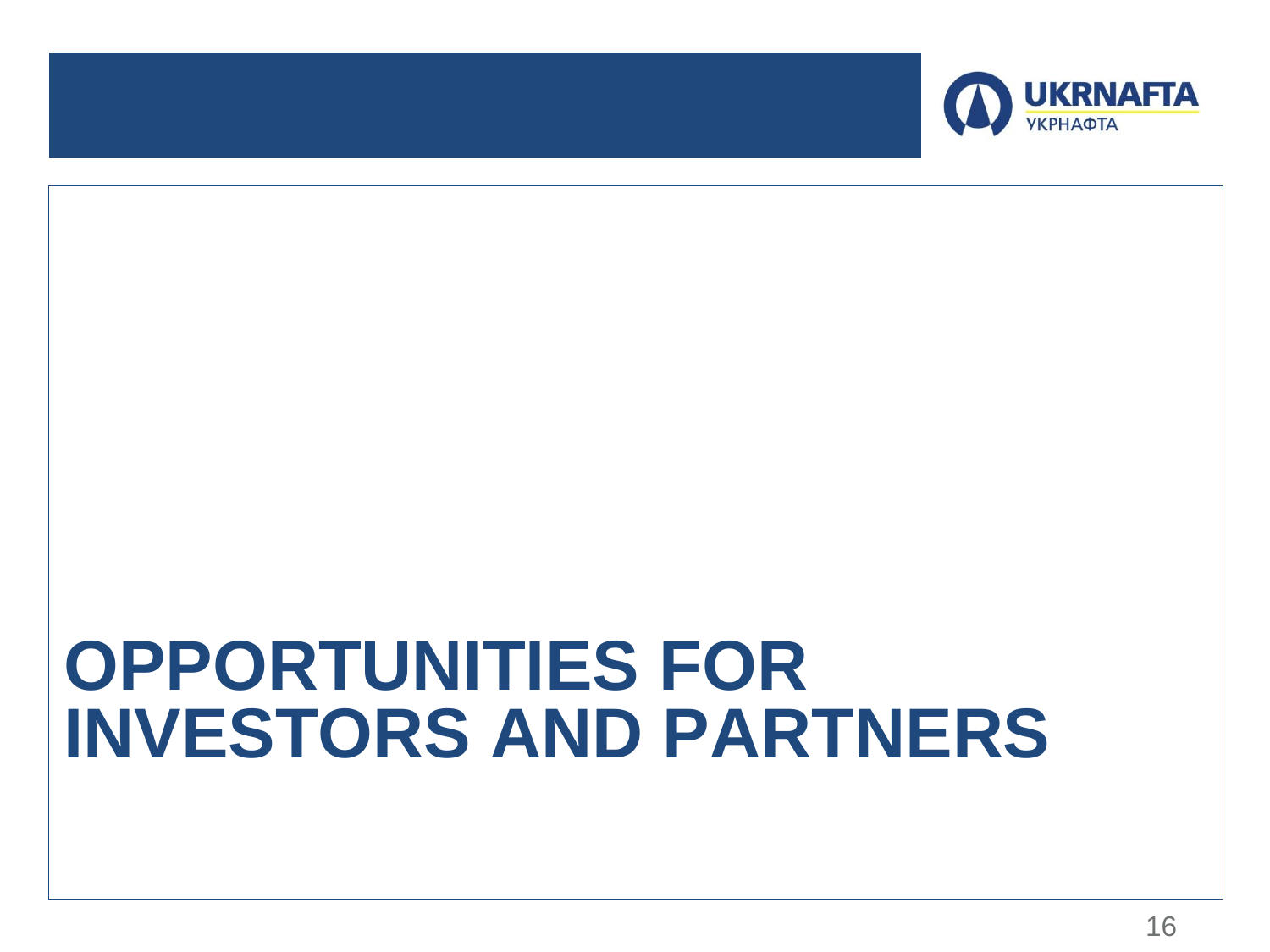# OPPORTUNITIES FOR INVESTORS AND PARTNERS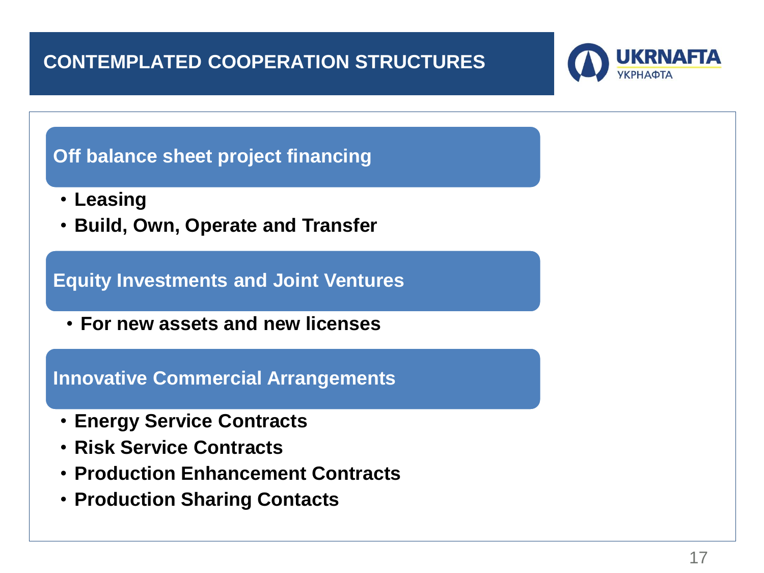# CONTEMPLATED COOPERATION STRUCTURES

UKRNAFTA
УКРНАФТА

## Off balance sheet project financing

- **Leasing**
- **Build, Own, Operate and Transfer**

## Equity Investments and Joint Ventures

- **For new assets and new licenses**

## Innovative Commercial Arrangements

- **Energy Service Contracts**
- **Risk Service Contracts**
- **Production Enhancement Contracts**
- **Production Sharing Contacts**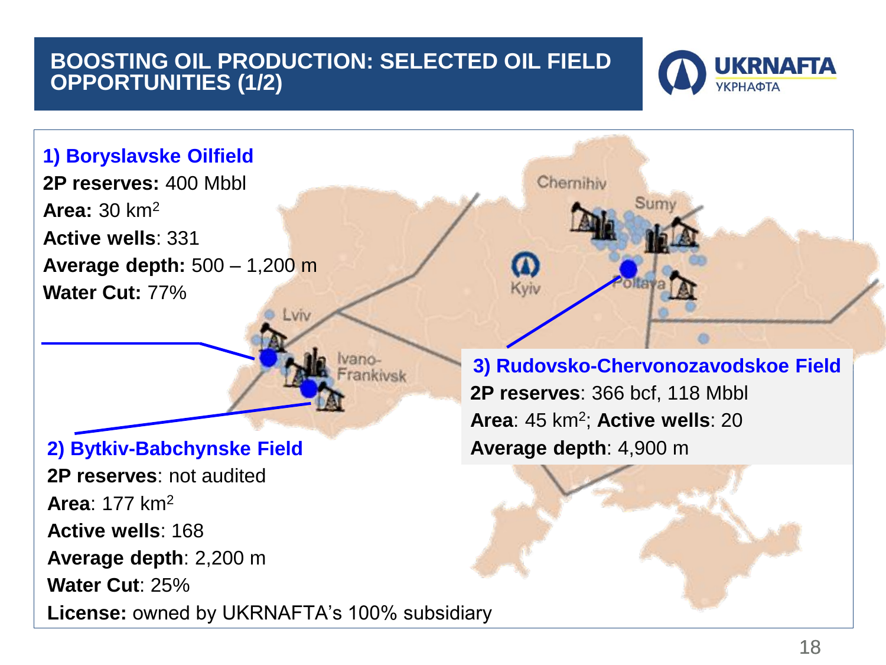# BOOSTING OIL PRODUCTION: SELECTED OIL FIELD OPPORTUNITIES (1/2)

### 1) Boryslavske Oilfield

**2P reserves:** 400 Mbbl

**Area:** 30 km$^2$

**Active wells**: 331

**Average depth:** 500 – 1,200 m

**Water Cut:** 77%

### 2) Bytkiv-Babchynske Field

**2P reserves**: not audited

**Area**: 177 km$^2$

**Active wells**: 168

**Average depth**: 2,200 m

**Water Cut**: 25%

**License:** owned by UKRNAFTA's 100% subsidiary

### 3) Rudovsko-Chervonozavodskoe Field

**2P reserves**: 366 bcf, 118 Mbbl

**Area**: 45 km$^2$; **Active wells**: 20

**Average depth**: 4,900 m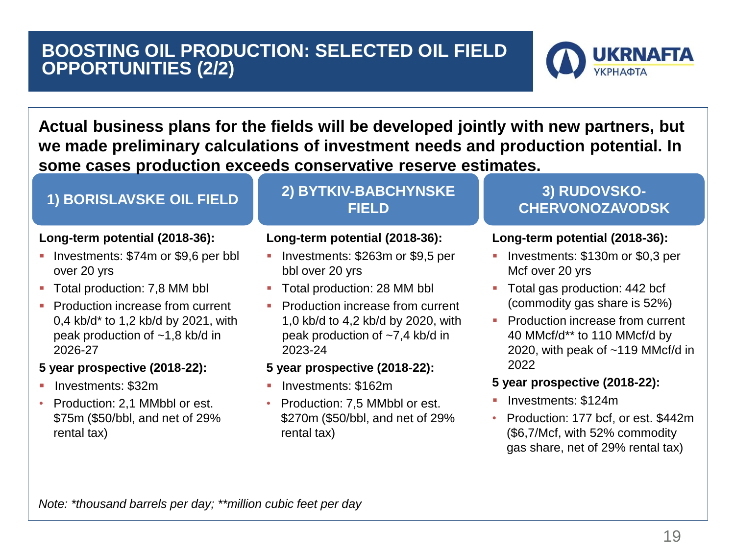# BOOSTING OIL PRODUCTION: SELECTED OIL FIELD OPPORTUNITIES (2/2)

**Actual business plans for the fields will be developed jointly with new partners, but we made preliminary calculations of investment needs and production potential. In some cases production exceeds conservative reserve estimates.**

## 1) BORISLAVSKE OIL FIELD

**Long-term potential (2018-36):**

- Investments: $74m or $9,6 per bbl over 20 yrs
- Total production: 7,8 MM bbl
- Production increase from current 0,4 kb/d* to 1,2 kb/d by 2021, with peak production of ~1,8 kb/d in 2026-27

**5 year prospective (2018-22):**

- Investments: $32m
- Production: 2,1 MMbbl or est. $75m ($50/bbl, and net of 29% rental tax)

## 2) BYTKIV-BABCHYNSKE FIELD

**Long-term potential (2018-36):**

- Investments: $263m or $9,5 per bbl over 20 yrs
- Total production: 28 MM bbl
- Production increase from current 1,0 kb/d to 4,2 kb/d by 2020, with peak production of ~7,4 kb/d in 2023-24

**5 year prospective (2018-22):**

- Investments: $162m
- Production: 7,5 MMbbl or est. $270m ($50/bbl, and net of 29% rental tax)

## 3) RUDOVSKO-CHERVONOZAVODSK

**Long-term potential (2018-36):**

- Investments: $130m or $0,3 per Mcf over 20 yrs
- Total gas production: 442 bcf (commodity gas share is 52%)
- Production increase from current 40 MMcf/d** to 110 MMcf/d by 2020, with peak of ~119 MMcf/d in 2022

**5 year prospective (2018-22):**

- Investments: $124m
- Production: 177 bcf, or est. $442m ($6,7/Mcf, with 52% commodity gas share, net of 29% rental tax)

*Note: *thousand barrels per day; **million cubic feet per day*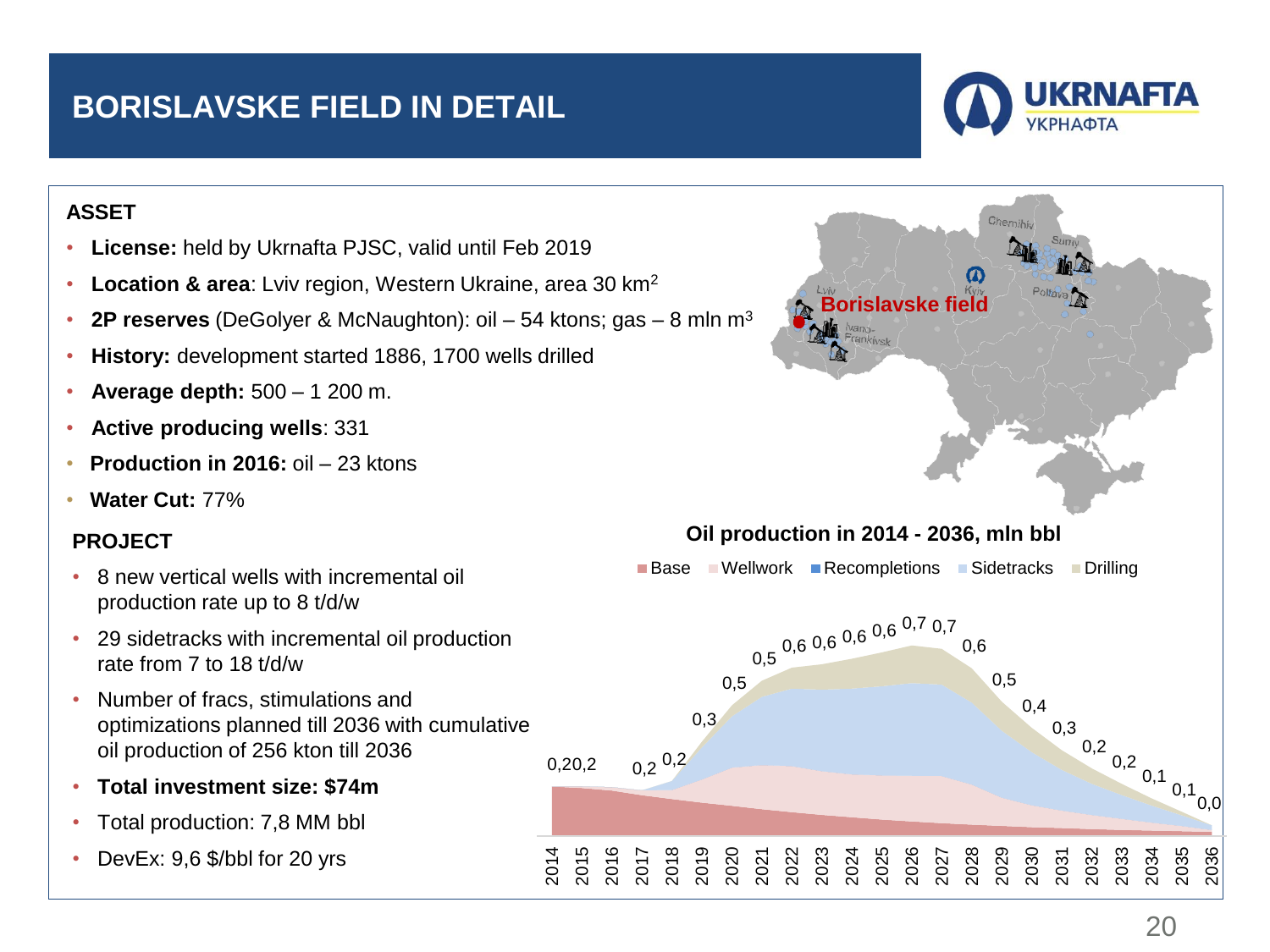# BORISLAVSKE FIELD IN DETAIL

### ASSET

- **License:** held by Ukrnafta PJSC, valid until Feb 2019
- **Location & area**: Lviv region, Western Ukraine, area 30 km$^2$
- **2P reserves** (DeGolyer & McNaughton): oil – 54 ktons; gas – 8 mln m$^3$
- **History:** development started 1886, 1700 wells drilled
- **Average depth:** 500 – 1 200 m.
- **Active producing wells**: 331
- **Production in 2016:** oil – 23 ktons
- **Water Cut:** 77%

### PROJECT

- 8 new vertical wells with incremental oil production rate up to 8 t/d/w
- 29 sidetracks with incremental oil production rate from 7 to 18 t/d/w
- Number of fracs, stimulations and optimizations planned till 2036 with cumulative oil production of 256 kton till 2036
- **Total investment size: $74m**
- Total production: 7,8 MM bbl
- DevEx: 9,6 $/bbl for 20 yrs

**Oil production in 2014 - 2036, mln bbl**

Legend: Base, Wellwork, Recompletions, Sidetracks, Drilling

| Year | 2014 | 2015 | 2016 | 2017 | 2018 | 2019 | 2020 | 2021 | 2022 | 2023 | 2024 | 2025 | 2026 | 2027 | 2028 | 2029 | 2030 | 2031 | 2032 | 2033 | 2034 | 2035 | 2036 |
|---|---|---|---|---|---|---|---|---|---|---|---|---|---|---|---|---|---|---|---|---|---|---|---|
| Total | 0,2 | 0,2 | | 0,2 | 0,2 | 0,3 | 0,5 | 0,5 | 0,6 | 0,6 | 0,6 | 0,6 | 0,7 | 0,7 | 0,6 | 0,5 | 0,4 | 0,3 | 0,2 | 0,2 | 0,1 | 0,1 | 0,0 |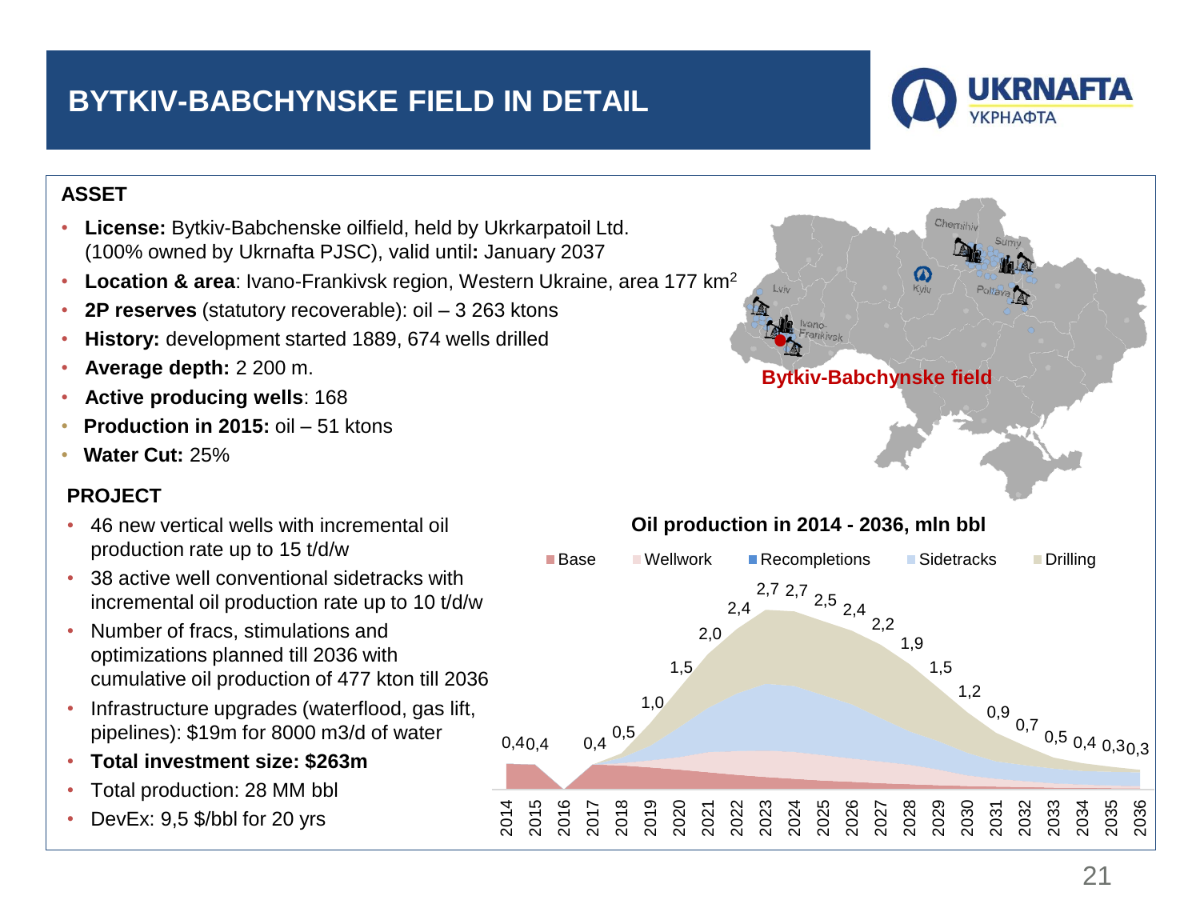# BYTKIV-BABCHYNSKE FIELD IN DETAIL

UKRNAFTA
УКРНАФТА

## ASSET

- **License:** Bytkiv-Babchenske oilfield, held by Ukrkarpatoil Ltd. (100% owned by Ukrnafta PJSC), valid until**:** January 2037
- **Location & area**: Ivano-Frankivsk region, Western Ukraine, area 177 km$^2$
- **2P reserves** (statutory recoverable): oil – 3 263 ktons
- **History:** development started 1889, 674 wells drilled
- **Average depth:** 2 200 m.
- **Active producing wells**: 168
- **Production in 2015:** oil – 51 ktons
- **Water Cut:** 25%

Bytkiv-Babchynske field

## PROJECT

- 46 new vertical wells with incremental oil production rate up to 15 t/d/w
- 38 active well conventional sidetracks with incremental oil production rate up to 10 t/d/w
- Number of fracs, stimulations and optimizations planned till 2036 with cumulative oil production of 477 kton till 2036
- Infrastructure upgrades (waterflood, gas lift, pipelines): $19m for 8000 m3/d of water
- **Total investment size: $263m**
- Total production: 28 MM bbl
- DevEx: 9,5 $/bbl for 20 yrs

**Oil production in 2014 - 2036, mln bbl**

Legend: Base, Wellwork, Recompletions, Sidetracks, Drilling

| Year | 2014 | 2015 | 2016 | 2017 | 2018 | 2019 | 2020 | 2021 | 2022 | 2023 | 2024 | 2025 | 2026 | 2027 | 2028 | 2029 | 2030 | 2031 | 2032 | 2033 | 2034 | 2035 | 2036 |
|---|---|---|---|---|---|---|---|---|---|---|---|---|---|---|---|---|---|---|---|---|---|---|---|
| Total | 0,4 | 0,4 | | 0,4 | 0,5 | 1,0 | 1,5 | 2,0 | 2,4 | 2,7 | 2,7 | 2,5 | 2,4 | 2,2 | 1,9 | 1,5 | 1,2 | 0,9 | 0,7 | 0,5 | 0,4 | 0,3 | 0,3 |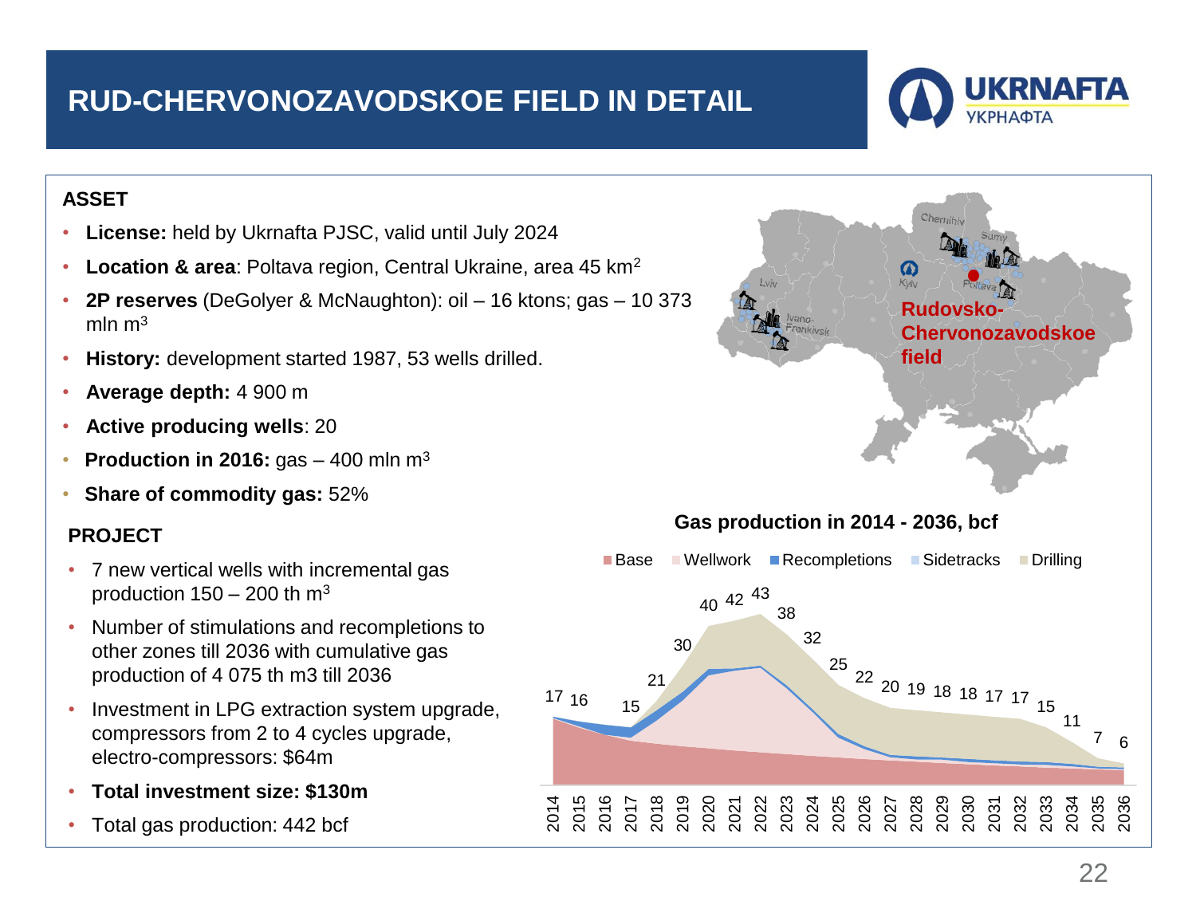# RUD-CHERVONOZAVODSKOE FIELD IN DETAIL

UKRNAFTA
УКРНАФТА

## ASSET

- **License:** held by Ukrnafta PJSC, valid until July 2024
- **Location & area**: Poltava region, Central Ukraine, area 45 km$^2$
- **2P reserves** (DeGolyer & McNaughton): oil – 16 ktons; gas – 10 373 mln m$^3$
- **History:** development started 1987, 53 wells drilled.
- **Average depth:** 4 900 m
- **Active producing wells**: 20
- **Production in 2016:** gas – 400 mln m$^3$
- **Share of commodity gas:** 52%

## PROJECT

- 7 new vertical wells with incremental gas production 150 – 200 th m$^3$
- Number of stimulations and recompletions to other zones till 2036 with cumulative gas production of 4 075 th m3 till 2036
- Investment in LPG extraction system upgrade, compressors from 2 to 4 cycles upgrade, electro-compressors: $64m
- **Total investment size: $130m**
- Total gas production: 442 bcf

Rudovsko-Chervonozavodskoe field

**Gas production in 2014 - 2036, bcf**

Legend: Base, Wellwork, Recompletions, Sidetracks, Drilling

| Year | 2014 | 2015 | 2016 | 2017 | 2018 | 2019 | 2020 | 2021 | 2022 | 2023 | 2024 | 2025 | 2026 | 2027 | 2028 | 2029 | 2030 | 2031 | 2032 | 2033 | 2034 | 2035 | 2036 |
|---|---|---|---|---|---|---|---|---|---|---|---|---|---|---|---|---|---|---|---|---|---|---|---|
| Total | 17 | 16 | | 15 | 21 | 30 | 40 | 42 | 43 | 38 | 32 | 25 | 22 | 20 | 19 | 18 | 18 | 17 | 17 | 15 | 11 | 7 | 6 |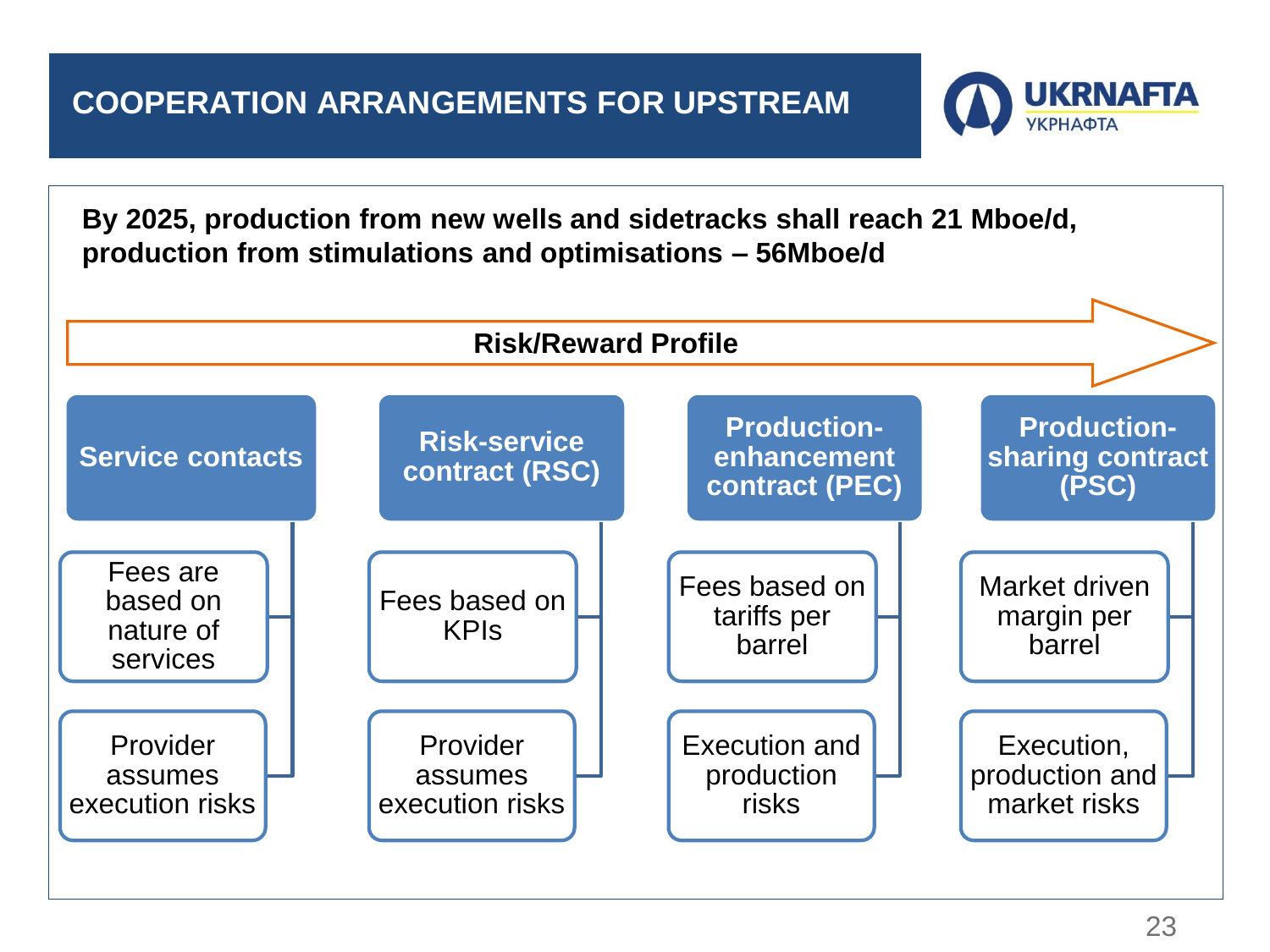# COOPERATION ARRANGEMENTS FOR UPSTREAM

UKRNAFTA
УКРНАФТА

**By 2025, production from new wells and sidetracks shall reach 21 Mboe/d, production from stimulations and optimisations – 56Mboe/d**

**Risk/Reward Profile** →

| Service contacts | Risk-service contract (RSC) | Production-enhancement contract (PEC) | Production-sharing contract (PSC) |
|---|---|---|---|
| Fees are based on nature of services | Fees based on KPIs | Fees based on tariffs per barrel | Market driven margin per barrel |
| Provider assumes execution risks | Provider assumes execution risks | Execution and production risks | Execution, production and market risks |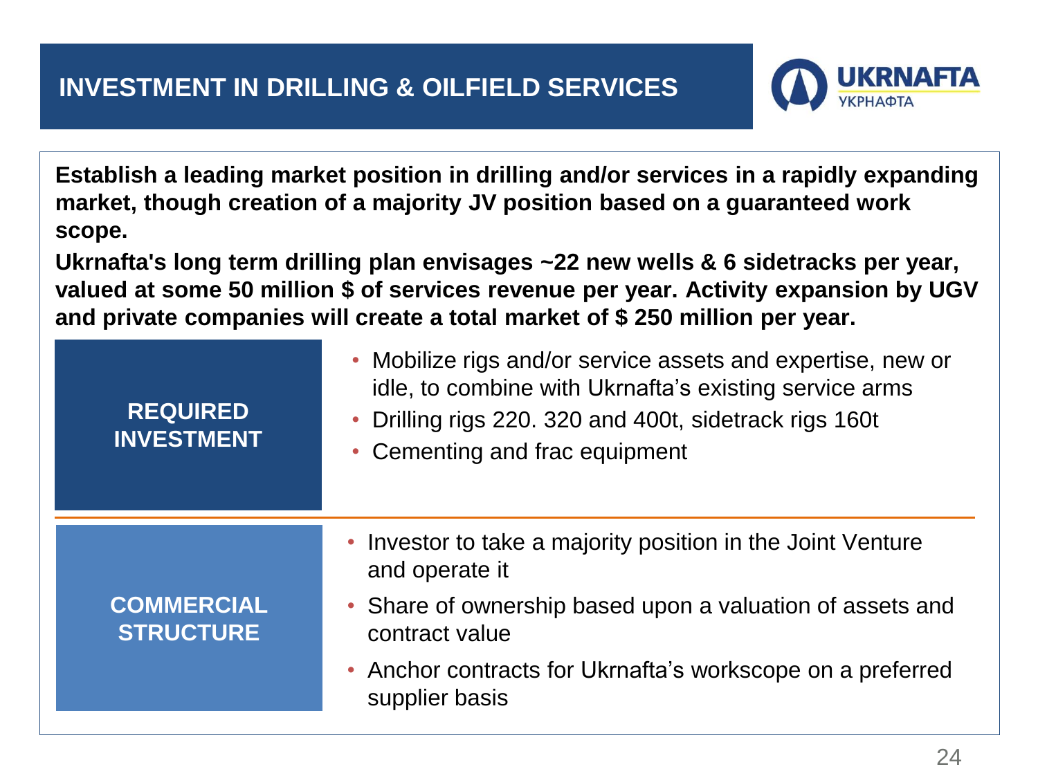# INVESTMENT IN DRILLING & OILFIELD SERVICES

**Establish a leading market position in drilling and/or services in a rapidly expanding market, though creation of a majority JV position based on a guaranteed work scope.**

**Ukrnafta's long term drilling plan envisages ~22 new wells & 6 sidetracks per year, valued at some 50 million $ of services revenue per year. Activity expansion by UGV and private companies will create a total market of $ 250 million per year.**

### REQUIRED INVESTMENT

- Mobilize rigs and/or service assets and expertise, new or idle, to combine with Ukrnafta's existing service arms
- Drilling rigs 220. 320 and 400t, sidetrack rigs 160t
- Cementing and frac equipment

### COMMERCIAL STRUCTURE

- Investor to take a majority position in the Joint Venture and operate it
- Share of ownership based upon a valuation of assets and contract value
- Anchor contracts for Ukrnafta's workscope on a preferred supplier basis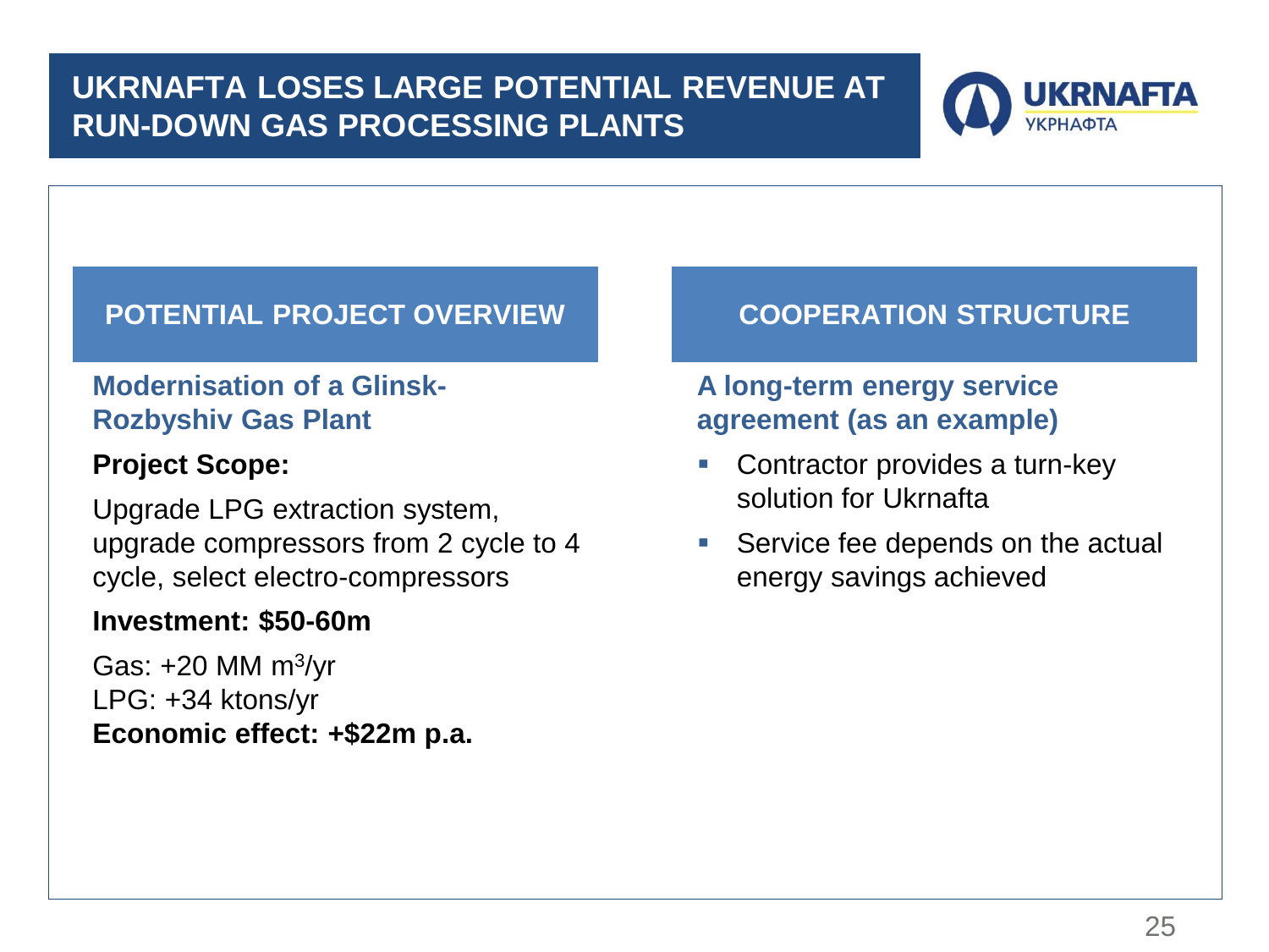# UKRNAFTA LOSES LARGE POTENTIAL REVENUE AT RUN-DOWN GAS PROCESSING PLANTS

UKRNAFTA
УКРНАФТА

## POTENTIAL PROJECT OVERVIEW

### Modernisation of a Glinsk-Rozbyshiv Gas Plant

**Project Scope:**

Upgrade LPG extraction system, upgrade compressors from 2 cycle to 4 cycle, select electro-compressors

**Investment: $50-60m**

Gas: +20 MM $m^3$/yr
LPG: +34 ktons/yr
**Economic effect: +$22m p.a.**

## COOPERATION STRUCTURE

### A long-term energy service agreement (as an example)

- Contractor provides a turn-key solution for Ukrnafta
- Service fee depends on the actual energy savings achieved